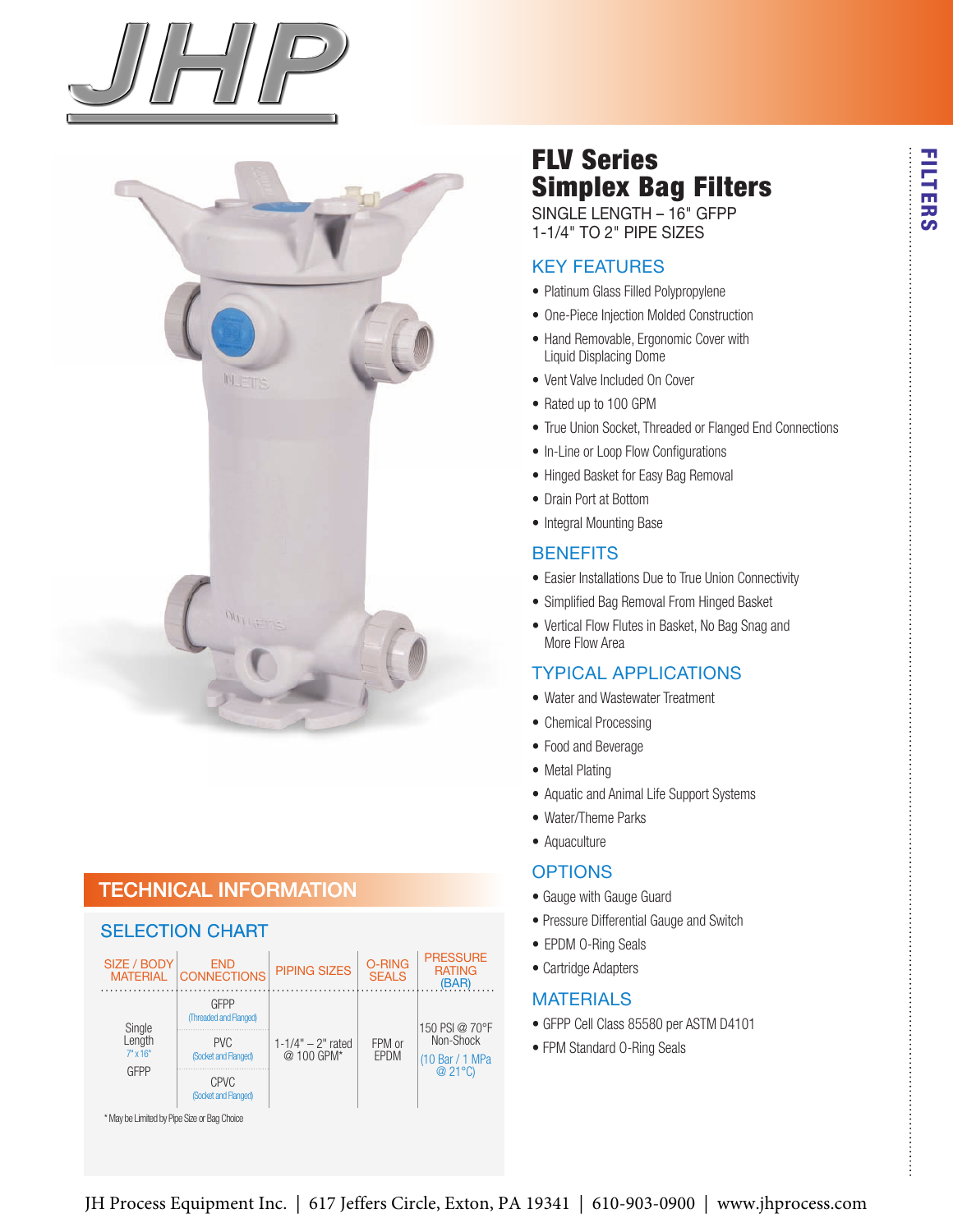# JHP

FILTERS

# FLV Series Simplex Bag Filters

SINGLE LENGTH – 16" GFPP
1-1/4" TO 2" PIPE SIZES

## KEY FEATURES

- Platinum Glass Filled Polypropylene
- One-Piece Injection Molded Construction
- Hand Removable, Ergonomic Cover with Liquid Displacing Dome
- Vent Valve Included On Cover
- Rated up to 100 GPM
- True Union Socket, Threaded or Flanged End Connections
- In-Line or Loop Flow Configurations
- Hinged Basket for Easy Bag Removal
- Drain Port at Bottom
- Integral Mounting Base

## BENEFITS

- Easier Installations Due to True Union Connectivity
- Simplified Bag Removal From Hinged Basket
- Vertical Flow Flutes in Basket, No Bag Snag and More Flow Area

## TYPICAL APPLICATIONS

- Water and Wastewater Treatment
- Chemical Processing
- Food and Beverage
- Metal Plating
- Aquatic and Animal Life Support Systems
- Water/Theme Parks
- Aquaculture

## OPTIONS

- Gauge with Gauge Guard
- Pressure Differential Gauge and Switch
- EPDM O-Ring Seals
- Cartridge Adapters

## MATERIALS

- GFPP Cell Class 85580 per ASTM D4101
- FPM Standard O-Ring Seals

## TECHNICAL INFORMATION

### SELECTION CHART

| SIZE / BODY MATERIAL | END CONNECTIONS | PIPING SIZES | O-RING SEALS | PRESSURE RATING (BAR) |
|---|---|---|---|---|
| Single Length 7" x 16" GFPP | GFPP (Threaded and Flanged) | 1-1/4" – 2" rated @ 100 GPM* | FPM or EPDM | 150 PSI @ 70°F Non-Shock (10 Bar / 1 MPa @ 21°C) |
| | PVC (Socket and Flanged) | | | |
| | CPVC (Socket and Flanged) | | | |

* May be Limited by Pipe Size or Bag Choice

JH Process Equipment Inc. | 617 Jeffers Circle, Exton, PA 19341 | 610-903-0900 | www.jhprocess.com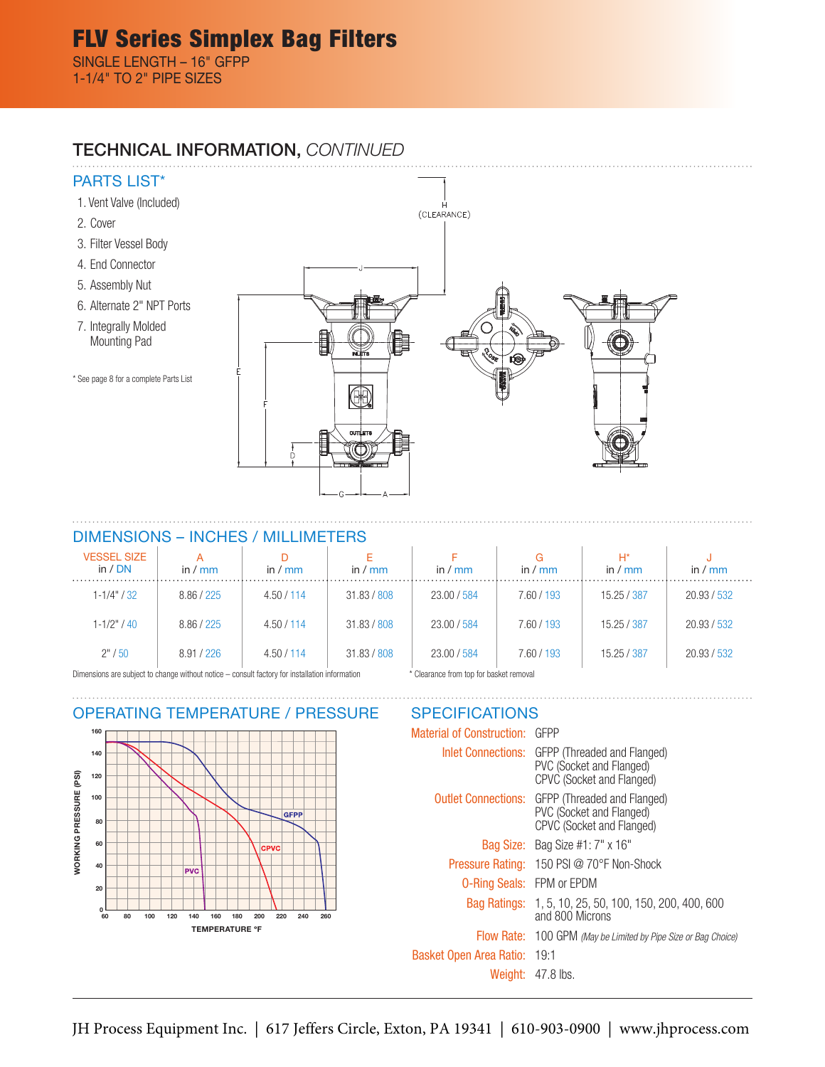# FLV Series Simplex Bag Filters

SINGLE LENGTH – 16" GFPP
1-1/4" TO 2" PIPE SIZES

## TECHNICAL INFORMATION, *CONTINUED*

### PARTS LIST*

1. Vent Valve (Included)
2. Cover
3. Filter Vessel Body
4. End Connector
5. Assembly Nut
6. Alternate 2" NPT Ports
7. Integrally Molded Mounting Pad

\* See page 8 for a complete Parts List

H (CLEARANCE)
J
E
F
D
G
A
INLETS
OUTLETS

### DIMENSIONS – INCHES / MILLIMETERS

| VESSEL SIZE in / DN | A in / mm | D in / mm | E in / mm | F in / mm | G in / mm | H* in / mm | J in / mm |
|---|---|---|---|---|---|---|---|
| 1-1/4" / 32 | 8.86 / 225 | 4.50 / 114 | 31.83 / 808 | 23.00 / 584 | 7.60 / 193 | 15.25 / 387 | 20.93 / 532 |
| 1-1/2" / 40 | 8.86 / 225 | 4.50 / 114 | 31.83 / 808 | 23.00 / 584 | 7.60 / 193 | 15.25 / 387 | 20.93 / 532 |
| 2" / 50 | 8.91 / 226 | 4.50 / 114 | 31.83 / 808 | 23.00 / 584 | 7.60 / 193 | 15.25 / 387 | 20.93 / 532 |

Dimensions are subject to change without notice – consult factory for installation information

\* Clearance from top for basket removal

### OPERATING TEMPERATURE / PRESSURE

WORKING PRESSURE (PSI)
0
20
40
60
80
100
120
140
160
TEMPERATURE °F
60
80
100
120
140
160
180
200
220
240
260
GFPP
CPVC
PVC

### SPECIFICATIONS

**Material of Construction:** GFPP

**Inlet Connections:** GFPP (Threaded and Flanged)
PVC (Socket and Flanged)
CPVC (Socket and Flanged)

**Outlet Connections:** GFPP (Threaded and Flanged)
PVC (Socket and Flanged)
CPVC (Socket and Flanged)

**Bag Size:** Bag Size #1: 7" x 16"

**Pressure Rating:** 150 PSI @ 70°F Non-Shock

**O-Ring Seals:** FPM or EPDM

**Bag Ratings:** 1, 5, 10, 25, 50, 100, 150, 200, 400, 600 and 800 Microns

**Flow Rate:** 100 GPM *(May be Limited by Pipe Size or Bag Choice)*

**Basket Open Area Ratio:** 19:1

**Weight:** 47.8 lbs.

JH Process Equipment Inc. | 617 Jeffers Circle, Exton, PA 19341 | 610-903-0900 | www.jhprocess.com